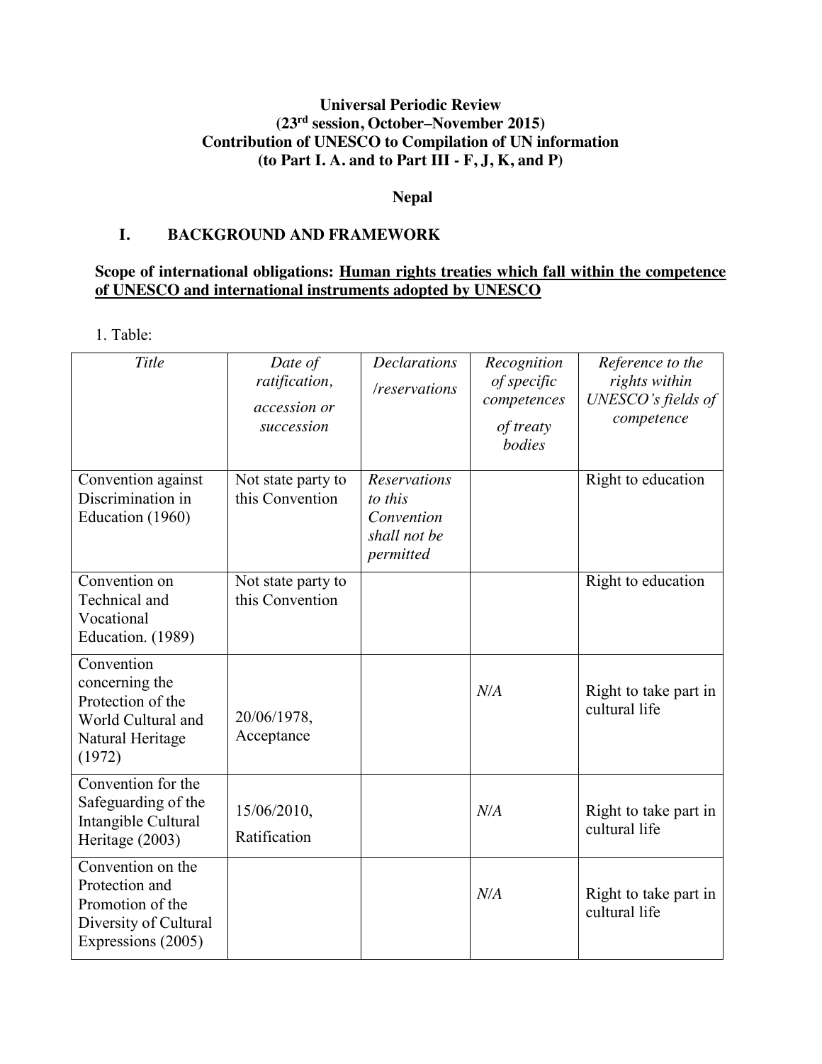**Universal Periodic Review**
**(23rd session, October–November 2015)**
**Contribution of UNESCO to Compilation of UN information**
**(to Part I. A. and to Part III - F, J, K, and P)**

**Nepal**

## I. BACKGROUND AND FRAMEWORK

**Scope of international obligations: Human rights treaties which fall within the competence of UNESCO and international instruments adopted by UNESCO**

1. Table:

| *Title* | *Date of ratification, accession or succession* | *Declarations /reservations* | *Recognition of specific competences of treaty bodies* | *Reference to the rights within UNESCO's fields of competence* |
|---|---|---|---|---|
| Convention against Discrimination in Education (1960) | Not state party to this Convention | *Reservations to this Convention shall not be permitted* | | Right to education |
| Convention on Technical and Vocational Education. (1989) | Not state party to this Convention | | | Right to education |
| Convention concerning the Protection of the World Cultural and Natural Heritage (1972) | 20/06/1978, Acceptance | | *N/A* | Right to take part in cultural life |
| Convention for the Safeguarding of the Intangible Cultural Heritage (2003) | 15/06/2010, Ratification | | *N/A* | Right to take part in cultural life |
| Convention on the Protection and Promotion of the Diversity of Cultural Expressions (2005) | | | *N/A* | Right to take part in cultural life |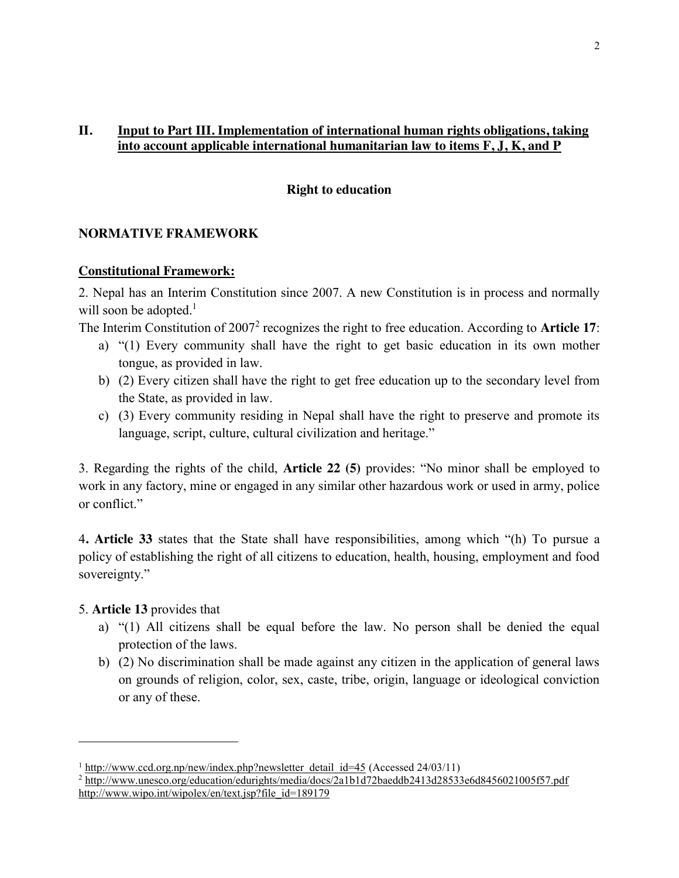## II. Input to Part III. Implementation of international human rights obligations, taking into account applicable international humanitarian law to items F, J, K, and P

### Right to education

### NORMATIVE FRAMEWORK

**Constitutional Framework:**

2. Nepal has an Interim Constitution since 2007. A new Constitution is in process and normally will soon be adopted.[1]

The Interim Constitution of 2007[2] recognizes the right to free education. According to **Article 17**:

a) "(1) Every community shall have the right to get basic education in its own mother tongue, as provided in law.
b) (2) Every citizen shall have the right to get free education up to the secondary level from the State, as provided in law.
c) (3) Every community residing in Nepal shall have the right to preserve and promote its language, script, culture, cultural civilization and heritage."

3. Regarding the rights of the child, **Article 22 (5)** provides: "No minor shall be employed to work in any factory, mine or engaged in any similar other hazardous work or used in army, police or conflict."

4. **Article 33** states that the State shall have responsibilities, among which "(h) To pursue a policy of establishing the right of all citizens to education, health, housing, employment and food sovereignty."

5. **Article 13** provides that

a) "(1) All citizens shall be equal before the law. No person shall be denied the equal protection of the laws.
b) (2) No discrimination shall be made against any citizen in the application of general laws on grounds of religion, color, sex, caste, tribe, origin, language or ideological conviction or any of these.

---

[1] http://www.ccd.org.np/new/index.php?newsletter_detail_id=45 (Accessed 24/03/11)

[2] http://www.unesco.org/education/edurights/media/docs/2a1b1d72baeddb2413d28533e6d8456021005f57.pdf
http://www.wipo.int/wipolex/en/text.jsp?file_id=189179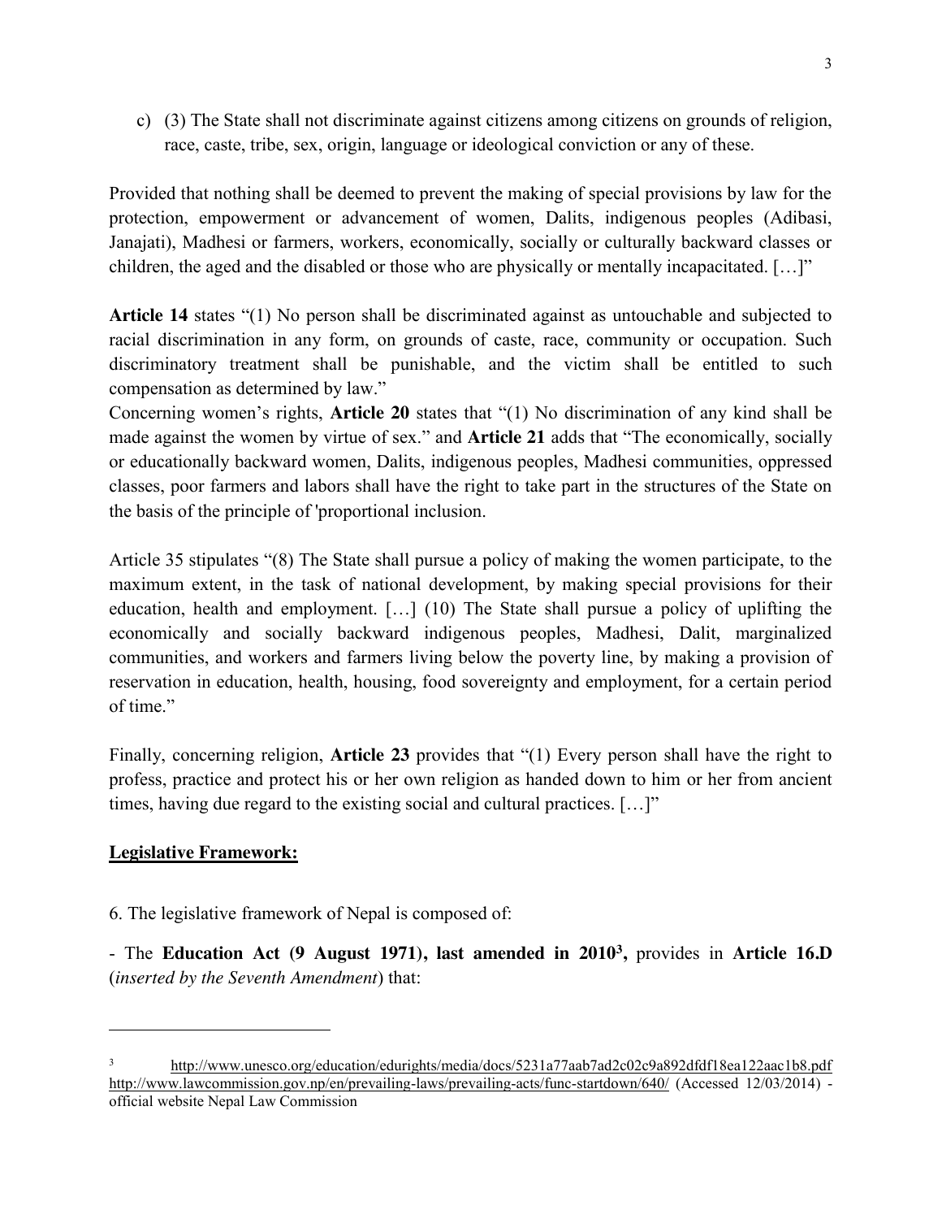c) (3) The State shall not discriminate against citizens among citizens on grounds of religion, race, caste, tribe, sex, origin, language or ideological conviction or any of these.

Provided that nothing shall be deemed to prevent the making of special provisions by law for the protection, empowerment or advancement of women, Dalits, indigenous peoples (Adibasi, Janajati), Madhesi or farmers, workers, economically, socially or culturally backward classes or children, the aged and the disabled or those who are physically or mentally incapacitated. […]"

**Article 14** states "(1) No person shall be discriminated against as untouchable and subjected to racial discrimination in any form, on grounds of caste, race, community or occupation. Such discriminatory treatment shall be punishable, and the victim shall be entitled to such compensation as determined by law."

Concerning women's rights, **Article 20** states that "(1) No discrimination of any kind shall be made against the women by virtue of sex." and **Article 21** adds that "The economically, socially or educationally backward women, Dalits, indigenous peoples, Madhesi communities, oppressed classes, poor farmers and labors shall have the right to take part in the structures of the State on the basis of the principle of 'proportional inclusion.

Article 35 stipulates "(8) The State shall pursue a policy of making the women participate, to the maximum extent, in the task of national development, by making special provisions for their education, health and employment. […] (10) The State shall pursue a policy of uplifting the economically and socially backward indigenous peoples, Madhesi, Dalit, marginalized communities, and workers and farmers living below the poverty line, by making a provision of reservation in education, health, housing, food sovereignty and employment, for a certain period of time."

Finally, concerning religion, **Article 23** provides that "(1) Every person shall have the right to profess, practice and protect his or her own religion as handed down to him or her from ancient times, having due regard to the existing social and cultural practices. […]"

## Legislative Framework:

6. The legislative framework of Nepal is composed of:

- The **Education Act (9 August 1971), last amended in 2010[3],** provides in **Article 16.D** (*inserted by the Seventh Amendment*) that:

---

[3] http://www.unesco.org/education/edurights/media/docs/5231a77aab7ad2c02c9a892dfdf18ea122aac1b8.pdf http://www.lawcommission.gov.np/en/prevailing-laws/prevailing-acts/func-startdown/640/ (Accessed 12/03/2014) - official website Nepal Law Commission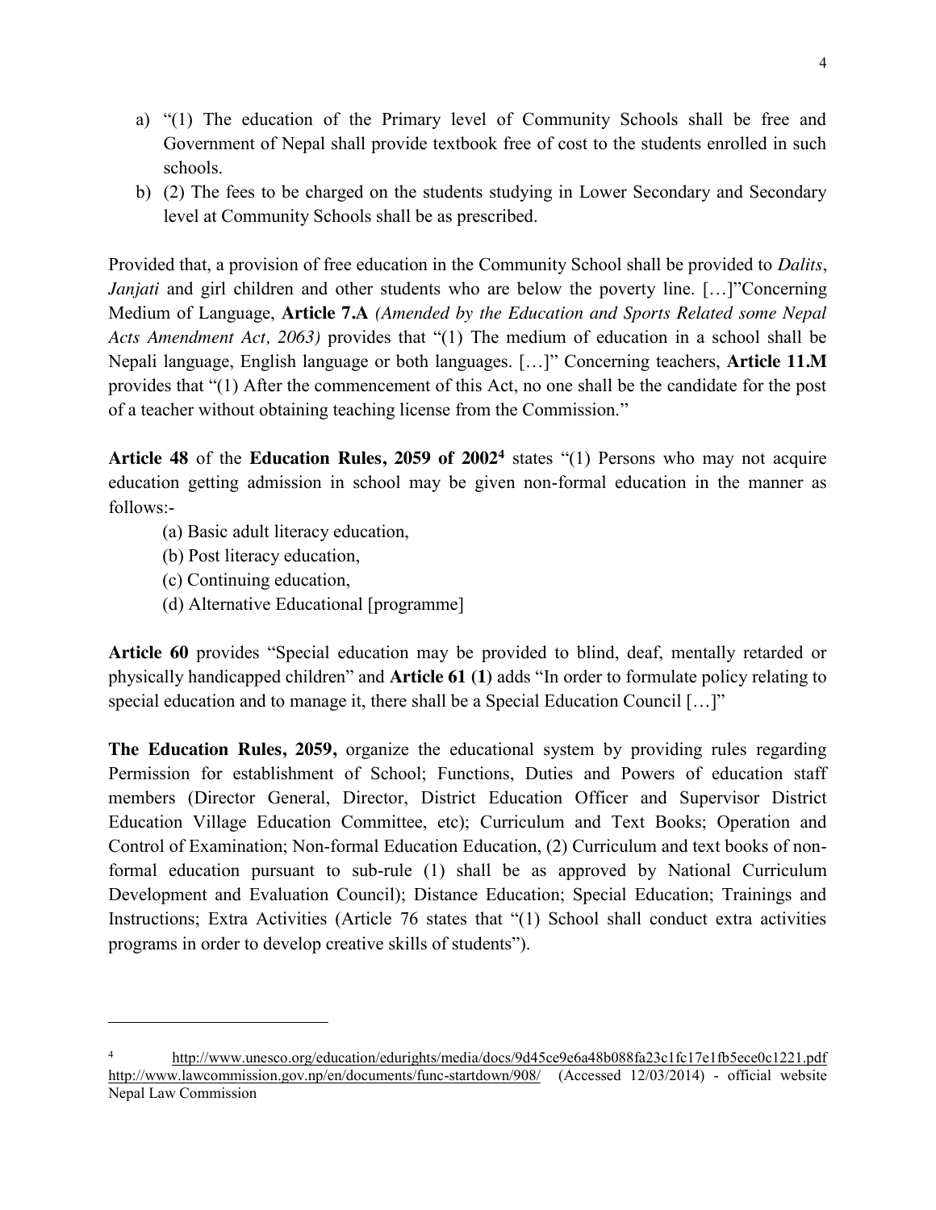a) "(1) The education of the Primary level of Community Schools shall be free and Government of Nepal shall provide textbook free of cost to the students enrolled in such schools.
b) (2) The fees to be charged on the students studying in Lower Secondary and Secondary level at Community Schools shall be as prescribed.

Provided that, a provision of free education in the Community School shall be provided to *Dalits*, *Janjati* and girl children and other students who are below the poverty line. […]"Concerning Medium of Language, **Article 7.A** *(Amended by the Education and Sports Related some Nepal Acts Amendment Act, 2063)* provides that "(1) The medium of education in a school shall be Nepali language, English language or both languages. […]" Concerning teachers, **Article 11.M** provides that "(1) After the commencement of this Act, no one shall be the candidate for the post of a teacher without obtaining teaching license from the Commission."

**Article 48** of the **Education Rules, 2059 of 2002**[4] states "(1) Persons who may not acquire education getting admission in school may be given non-formal education in the manner as follows:-

(a) Basic adult literacy education,
(b) Post literacy education,
(c) Continuing education,
(d) Alternative Educational [programme]

**Article 60** provides "Special education may be provided to blind, deaf, mentally retarded or physically handicapped children" and **Article 61 (1)** adds "In order to formulate policy relating to special education and to manage it, there shall be a Special Education Council […]"

**The Education Rules, 2059,** organize the educational system by providing rules regarding Permission for establishment of School; Functions, Duties and Powers of education staff members (Director General, Director, District Education Officer and Supervisor District Education Village Education Committee, etc); Curriculum and Text Books; Operation and Control of Examination; Non-formal Education Education, (2) Curriculum and text books of non-formal education pursuant to sub-rule (1) shall be as approved by National Curriculum Development and Evaluation Council); Distance Education; Special Education; Trainings and Instructions; Extra Activities (Article 76 states that "(1) School shall conduct extra activities programs in order to develop creative skills of students").

---

[4] http://www.unesco.org/education/edurights/media/docs/9d45ce9e6a48b088fa23c1fc17e1fb5ece0c1221.pdf http://www.lawcommission.gov.np/en/documents/func-startdown/908/ (Accessed 12/03/2014) - official website Nepal Law Commission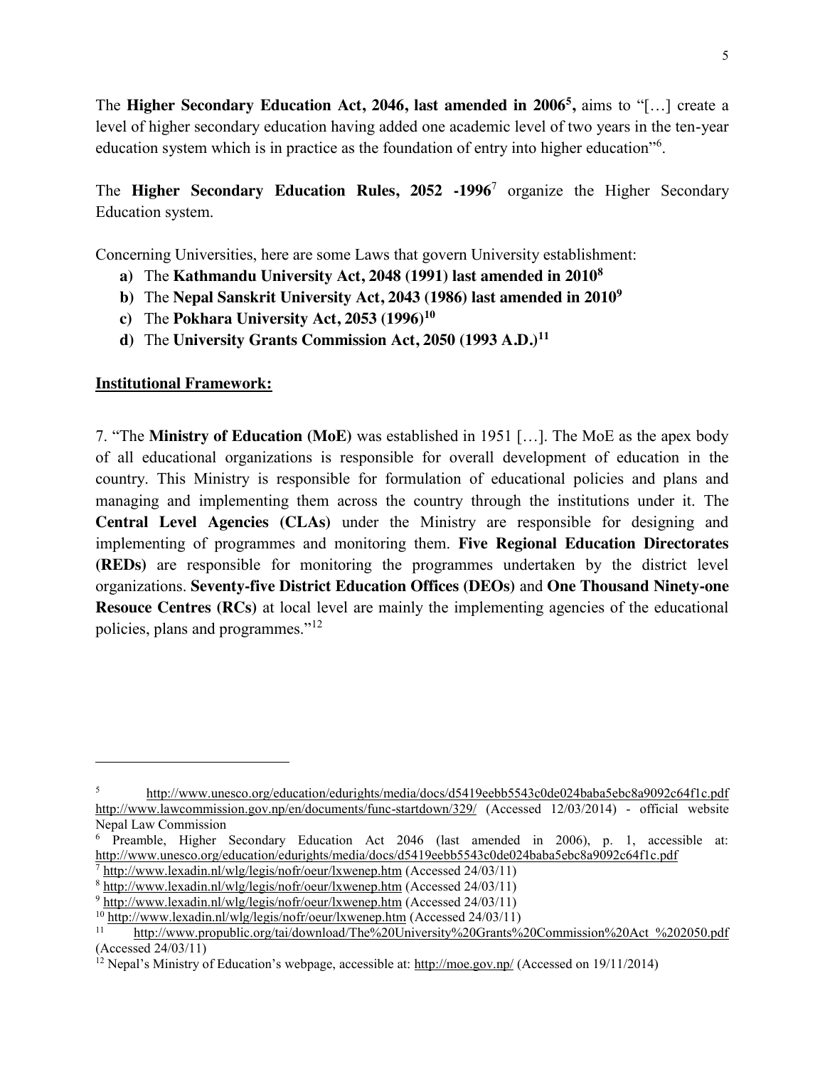The **Higher Secondary Education Act, 2046, last amended in 2006**[5]**,** aims to "[…] create a level of higher secondary education having added one academic level of two years in the ten-year education system which is in practice as the foundation of entry into higher education"[6].

The **Higher Secondary Education Rules, 2052 -1996**[7] organize the Higher Secondary Education system.

Concerning Universities, here are some Laws that govern University establishment:

- **a)** The **Kathmandu University Act, 2048 (1991) last amended in 2010**[8]
- **b)** The **Nepal Sanskrit University Act, 2043 (1986) last amended in 2010**[9]
- **c)** The **Pokhara University Act, 2053 (1996)**[10]
- **d)** The **University Grants Commission Act, 2050 (1993 A.D.)**[11]

**Institutional Framework:**

7. "The **Ministry of Education (MoE)** was established in 1951 […]. The MoE as the apex body of all educational organizations is responsible for overall development of education in the country. This Ministry is responsible for formulation of educational policies and plans and managing and implementing them across the country through the institutions under it. The **Central Level Agencies (CLAs)** under the Ministry are responsible for designing and implementing of programmes and monitoring them. **Five Regional Education Directorates (REDs)** are responsible for monitoring the programmes undertaken by the district level organizations. **Seventy-five District Education Offices (DEOs)** and **One Thousand Ninety-one Resouce Centres (RCs)** at local level are mainly the implementing agencies of the educational policies, plans and programmes."[12]

---

[5] http://www.unesco.org/education/edurights/media/docs/d5419eebb5543c0de024baba5ebc8a9092c64f1c.pdf http://www.lawcommission.gov.np/en/documents/func-startdown/329/ (Accessed 12/03/2014) - official website Nepal Law Commission

[6] Preamble, Higher Secondary Education Act 2046 (last amended in 2006), p. 1, accessible at: http://www.unesco.org/education/edurights/media/docs/d5419eebb5543c0de024baba5ebc8a9092c64f1c.pdf

[7] http://www.lexadin.nl/wlg/legis/nofr/oeur/lxwenep.htm (Accessed 24/03/11)

[8] http://www.lexadin.nl/wlg/legis/nofr/oeur/lxwenep.htm (Accessed 24/03/11)

[9] http://www.lexadin.nl/wlg/legis/nofr/oeur/lxwenep.htm (Accessed 24/03/11)

[10] http://www.lexadin.nl/wlg/legis/nofr/oeur/lxwenep.htm (Accessed 24/03/11)

[11] http://www.propublic.org/tai/download/The%20University%20Grants%20Commission%20Act_%202050.pdf (Accessed 24/03/11)

[12] Nepal's Ministry of Education's webpage, accessible at: http://moe.gov.np/ (Accessed on 19/11/2014)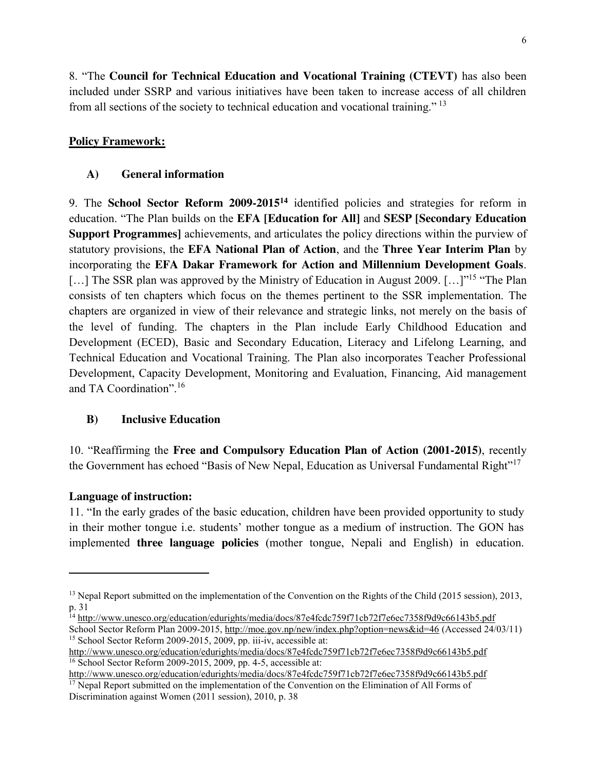8. "The **Council for Technical Education and Vocational Training (CTEVT)** has also been included under SSRP and various initiatives have been taken to increase access of all children from all sections of the society to technical education and vocational training." [13]

**Policy Framework:**

**A) General information**

9. The **School Sector Reform 2009-2015**[14] identified policies and strategies for reform in education. "The Plan builds on the **EFA [Education for All]** and **SESP [Secondary Education Support Programmes]** achievements, and articulates the policy directions within the purview of statutory provisions, the **EFA National Plan of Action**, and the **Three Year Interim Plan** by incorporating the **EFA Dakar Framework for Action and Millennium Development Goals**. […] The SSR plan was approved by the Ministry of Education in August 2009. […]"[15] "The Plan consists of ten chapters which focus on the themes pertinent to the SSR implementation. The chapters are organized in view of their relevance and strategic links, not merely on the basis of the level of funding. The chapters in the Plan include Early Childhood Education and Development (ECED), Basic and Secondary Education, Literacy and Lifelong Learning, and Technical Education and Vocational Training. The Plan also incorporates Teacher Professional Development, Capacity Development, Monitoring and Evaluation, Financing, Aid management and TA Coordination".[16]

**B) Inclusive Education**

10. "Reaffirming the **Free and Compulsory Education Plan of Action (2001-2015)**, recently the Government has echoed "Basis of New Nepal, Education as Universal Fundamental Right"[17]

**Language of instruction:**

11. "In the early grades of the basic education, children have been provided opportunity to study in their mother tongue i.e. students' mother tongue as a medium of instruction. The GON has implemented **three language policies** (mother tongue, Nepali and English) in education.

---

[13] Nepal Report submitted on the implementation of the Convention on the Rights of the Child (2015 session), 2013, p. 31

[14] http://www.unesco.org/education/edurights/media/docs/87e4fcdc759f71cb72f7e6ec7358f9d9c66143b5.pdf
School Sector Reform Plan 2009-2015, http://moe.gov.np/new/index.php?option=news&id=46 (Accessed 24/03/11)

[15] School Sector Reform 2009-2015, 2009, pp. iii-iv, accessible at: http://www.unesco.org/education/edurights/media/docs/87e4fcdc759f71cb72f7e6ec7358f9d9c66143b5.pdf

[16] School Sector Reform 2009-2015, 2009, pp. 4-5, accessible at: http://www.unesco.org/education/edurights/media/docs/87e4fcdc759f71cb72f7e6ec7358f9d9c66143b5.pdf

[17] Nepal Report submitted on the implementation of the Convention on the Elimination of All Forms of Discrimination against Women (2011 session), 2010, p. 38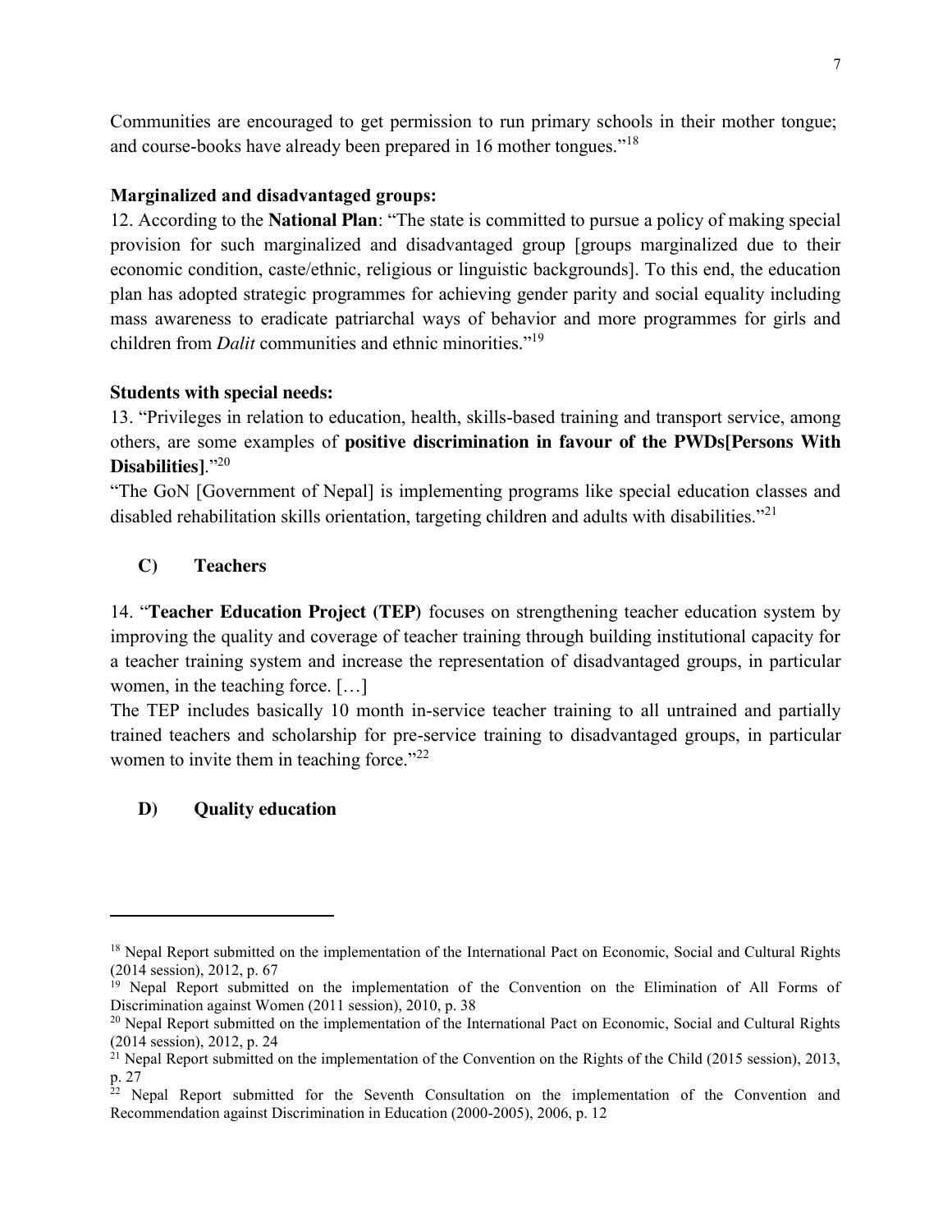Communities are encouraged to get permission to run primary schools in their mother tongue; and course-books have already been prepared in 16 mother tongues."[18]

**Marginalized and disadvantaged groups:**

12. According to the **National Plan**: "The state is committed to pursue a policy of making special provision for such marginalized and disadvantaged group [groups marginalized due to their economic condition, caste/ethnic, religious or linguistic backgrounds]. To this end, the education plan has adopted strategic programmes for achieving gender parity and social equality including mass awareness to eradicate patriarchal ways of behavior and more programmes for girls and children from *Dalit* communities and ethnic minorities."[19]

**Students with special needs:**

13. "Privileges in relation to education, health, skills-based training and transport service, among others, are some examples of **positive discrimination in favour of the PWDs[Persons With Disabilities]**."[20]

"The GoN [Government of Nepal] is implementing programs like special education classes and disabled rehabilitation skills orientation, targeting children and adults with disabilities."[21]

## C) Teachers

14. "**Teacher Education Project (TEP)** focuses on strengthening teacher education system by improving the quality and coverage of teacher training through building institutional capacity for a teacher training system and increase the representation of disadvantaged groups, in particular women, in the teaching force. […]

The TEP includes basically 10 month in-service teacher training to all untrained and partially trained teachers and scholarship for pre-service training to disadvantaged groups, in particular women to invite them in teaching force."[22]

## D) Quality education

---

[18] Nepal Report submitted on the implementation of the International Pact on Economic, Social and Cultural Rights (2014 session), 2012, p. 67

[19] Nepal Report submitted on the implementation of the Convention on the Elimination of All Forms of Discrimination against Women (2011 session), 2010, p. 38

[20] Nepal Report submitted on the implementation of the International Pact on Economic, Social and Cultural Rights (2014 session), 2012, p. 24

[21] Nepal Report submitted on the implementation of the Convention on the Rights of the Child (2015 session), 2013, p. 27

[22] Nepal Report submitted for the Seventh Consultation on the implementation of the Convention and Recommendation against Discrimination in Education (2000-2005), 2006, p. 12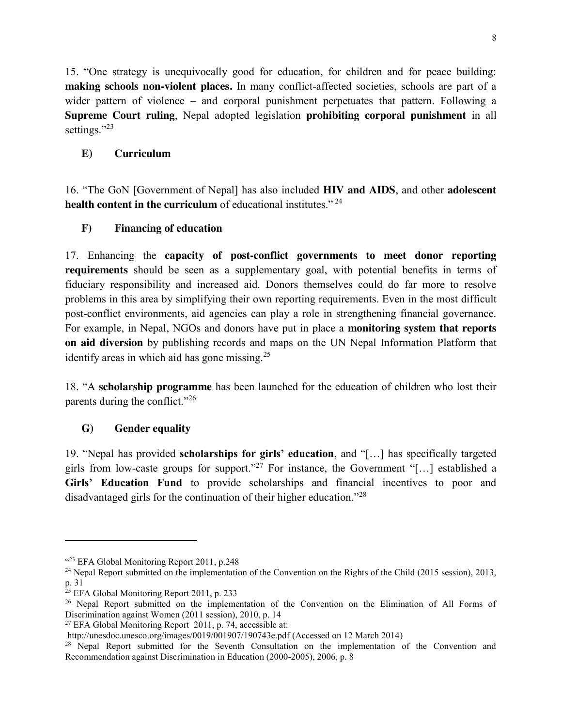15. "One strategy is unequivocally good for education, for children and for peace building: **making schools non-violent places.** In many conflict-affected societies, schools are part of a wider pattern of violence – and corporal punishment perpetuates that pattern. Following a **Supreme Court ruling**, Nepal adopted legislation **prohibiting corporal punishment** in all settings."[23]

### E) Curriculum

16. "The GoN [Government of Nepal] has also included **HIV and AIDS**, and other **adolescent health content in the curriculum** of educational institutes." [24]

### F) Financing of education

17. Enhancing the **capacity of post-conflict governments to meet donor reporting requirements** should be seen as a supplementary goal, with potential benefits in terms of fiduciary responsibility and increased aid. Donors themselves could do far more to resolve problems in this area by simplifying their own reporting requirements. Even in the most difficult post-conflict environments, aid agencies can play a role in strengthening financial governance. For example, in Nepal, NGOs and donors have put in place a **monitoring system that reports on aid diversion** by publishing records and maps on the UN Nepal Information Platform that identify areas in which aid has gone missing.[25]

18. "A **scholarship programme** has been launched for the education of children who lost their parents during the conflict."[26]

### G) Gender equality

19. "Nepal has provided **scholarships for girls' education**, and "[…] has specifically targeted girls from low-caste groups for support."[27] For instance, the Government "[…] established a **Girls' Education Fund** to provide scholarships and financial incentives to poor and disadvantaged girls for the continuation of their higher education."[28]

---

"[23] EFA Global Monitoring Report 2011, p.248

[24] Nepal Report submitted on the implementation of the Convention on the Rights of the Child (2015 session), 2013, p. 31

[25] EFA Global Monitoring Report 2011, p. 233

[26] Nepal Report submitted on the implementation of the Convention on the Elimination of All Forms of Discrimination against Women (2011 session), 2010, p. 14

[27] EFA Global Monitoring Report 2011, p. 74, accessible at: http://unesdoc.unesco.org/images/0019/001907/190743e.pdf (Accessed on 12 March 2014)

[28] Nepal Report submitted for the Seventh Consultation on the implementation of the Convention and Recommendation against Discrimination in Education (2000-2005), 2006, p. 8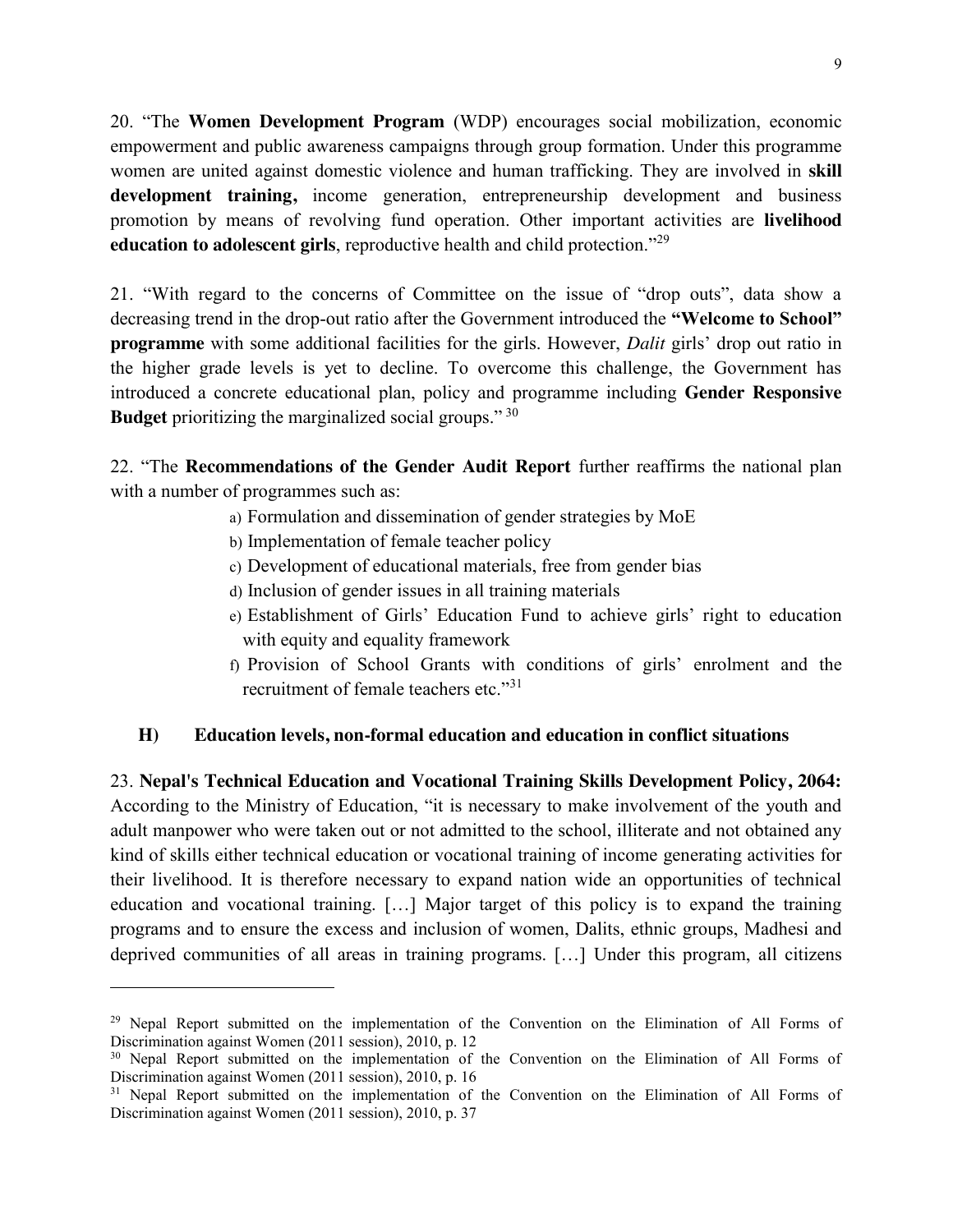20. “The **Women Development Program** (WDP) encourages social mobilization, economic empowerment and public awareness campaigns through group formation. Under this programme women are united against domestic violence and human trafficking. They are involved in **skill development training,** income generation, entrepreneurship development and business promotion by means of revolving fund operation. Other important activities are **livelihood education to adolescent girls**, reproductive health and child protection.”[29]

21. “With regard to the concerns of Committee on the issue of “drop outs”, data show a decreasing trend in the drop-out ratio after the Government introduced the **“Welcome to School” programme** with some additional facilities for the girls. However, *Dalit* girls’ drop out ratio in the higher grade levels is yet to decline. To overcome this challenge, the Government has introduced a concrete educational plan, policy and programme including **Gender Responsive Budget** prioritizing the marginalized social groups.”[30]

22. “The **Recommendations of the Gender Audit Report** further reaffirms the national plan with a number of programmes such as:

a) Formulation and dissemination of gender strategies by MoE
b) Implementation of female teacher policy
c) Development of educational materials, free from gender bias
d) Inclusion of gender issues in all training materials
e) Establishment of Girls’ Education Fund to achieve girls’ right to education with equity and equality framework
f) Provision of School Grants with conditions of girls’ enrolment and the recruitment of female teachers etc.”[31]

### H) Education levels, non-formal education and education in conflict situations

23. **Nepal's Technical Education and Vocational Training Skills Development Policy, 2064:** According to the Ministry of Education, “it is necessary to make involvement of the youth and adult manpower who were taken out or not admitted to the school, illiterate and not obtained any kind of skills either technical education or vocational training of income generating activities for their livelihood. It is therefore necessary to expand nation wide an opportunities of technical education and vocational training. […] Major target of this policy is to expand the training programs and to ensure the excess and inclusion of women, Dalits, ethnic groups, Madhesi and deprived communities of all areas in training programs. […] Under this program, all citizens

---

[29] Nepal Report submitted on the implementation of the Convention on the Elimination of All Forms of Discrimination against Women (2011 session), 2010, p. 12

[30] Nepal Report submitted on the implementation of the Convention on the Elimination of All Forms of Discrimination against Women (2011 session), 2010, p. 16

[31] Nepal Report submitted on the implementation of the Convention on the Elimination of All Forms of Discrimination against Women (2011 session), 2010, p. 37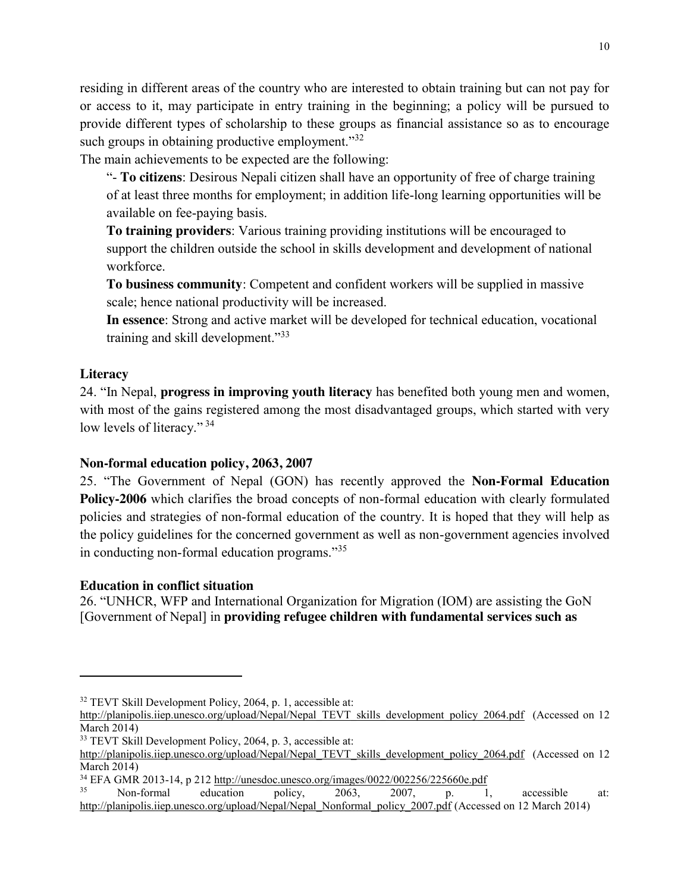residing in different areas of the country who are interested to obtain training but can not pay for or access to it, may participate in entry training in the beginning; a policy will be pursued to provide different types of scholarship to these groups as financial assistance so as to encourage such groups in obtaining productive employment."[32]

The main achievements to be expected are the following:

> "- **To citizens**: Desirous Nepali citizen shall have an opportunity of free of charge training of at least three months for employment; in addition life-long learning opportunities will be available on fee-paying basis.
>
> **To training providers**: Various training providing institutions will be encouraged to support the children outside the school in skills development and development of national workforce.
>
> **To business community**: Competent and confident workers will be supplied in massive scale; hence national productivity will be increased.
>
> **In essence**: Strong and active market will be developed for technical education, vocational training and skill development."[33]

**Literacy**

24. "In Nepal, **progress in improving youth literacy** has benefited both young men and women, with most of the gains registered among the most disadvantaged groups, which started with very low levels of literacy." [34]

**Non-formal education policy, 2063, 2007**

25. "The Government of Nepal (GON) has recently approved the **Non-Formal Education Policy-2006** which clarifies the broad concepts of non-formal education with clearly formulated policies and strategies of non-formal education of the country. It is hoped that they will help as the policy guidelines for the concerned government as well as non-government agencies involved in conducting non-formal education programs."[35]

**Education in conflict situation**

26. "UNHCR, WFP and International Organization for Migration (IOM) are assisting the GoN [Government of Nepal] in **providing refugee children with fundamental services such as**

---

[32] TEVT Skill Development Policy, 2064, p. 1, accessible at: http://planipolis.iiep.unesco.org/upload/Nepal/Nepal_TEVT_skills_development_policy_2064.pdf (Accessed on 12 March 2014)

[33] TEVT Skill Development Policy, 2064, p. 3, accessible at: http://planipolis.iiep.unesco.org/upload/Nepal/Nepal_TEVT_skills_development_policy_2064.pdf (Accessed on 12 March 2014)

[34] EFA GMR 2013-14, p 212 http://unesdoc.unesco.org/images/0022/002256/225660e.pdf

[35] Non-formal education policy, 2063, 2007, p. 1, accessible at: http://planipolis.iiep.unesco.org/upload/Nepal/Nepal_Nonformal_policy_2007.pdf (Accessed on 12 March 2014)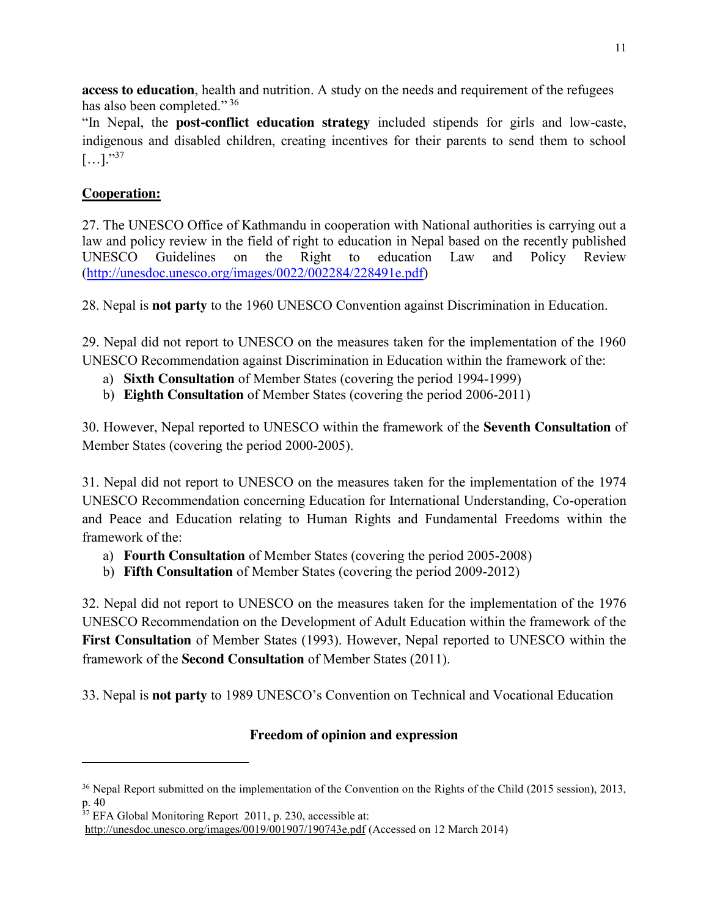**access to education**, health and nutrition. A study on the needs and requirement of the refugees has also been completed." [36]

"In Nepal, the **post-conflict education strategy** included stipends for girls and low-caste, indigenous and disabled children, creating incentives for their parents to send them to school […]."[37]

**Cooperation:**

27. The UNESCO Office of Kathmandu in cooperation with National authorities is carrying out a law and policy review in the field of right to education in Nepal based on the recently published UNESCO Guidelines on the Right to education Law and Policy Review (http://unesdoc.unesco.org/images/0022/002284/228491e.pdf)

28. Nepal is **not party** to the 1960 UNESCO Convention against Discrimination in Education.

29. Nepal did not report to UNESCO on the measures taken for the implementation of the 1960 UNESCO Recommendation against Discrimination in Education within the framework of the:

a) **Sixth Consultation** of Member States (covering the period 1994-1999)
b) **Eighth Consultation** of Member States (covering the period 2006-2011)

30. However, Nepal reported to UNESCO within the framework of the **Seventh Consultation** of Member States (covering the period 2000-2005).

31. Nepal did not report to UNESCO on the measures taken for the implementation of the 1974 UNESCO Recommendation concerning Education for International Understanding, Co-operation and Peace and Education relating to Human Rights and Fundamental Freedoms within the framework of the:

a) **Fourth Consultation** of Member States (covering the period 2005-2008)
b) **Fifth Consultation** of Member States (covering the period 2009-2012)

32. Nepal did not report to UNESCO on the measures taken for the implementation of the 1976 UNESCO Recommendation on the Development of Adult Education within the framework of the **First Consultation** of Member States (1993). However, Nepal reported to UNESCO within the framework of the **Second Consultation** of Member States (2011).

33. Nepal is **not party** to 1989 UNESCO's Convention on Technical and Vocational Education

## Freedom of opinion and expression

---

[36] Nepal Report submitted on the implementation of the Convention on the Rights of the Child (2015 session), 2013, p. 40

[37] EFA Global Monitoring Report 2011, p. 230, accessible at: http://unesdoc.unesco.org/images/0019/001907/190743e.pdf (Accessed on 12 March 2014)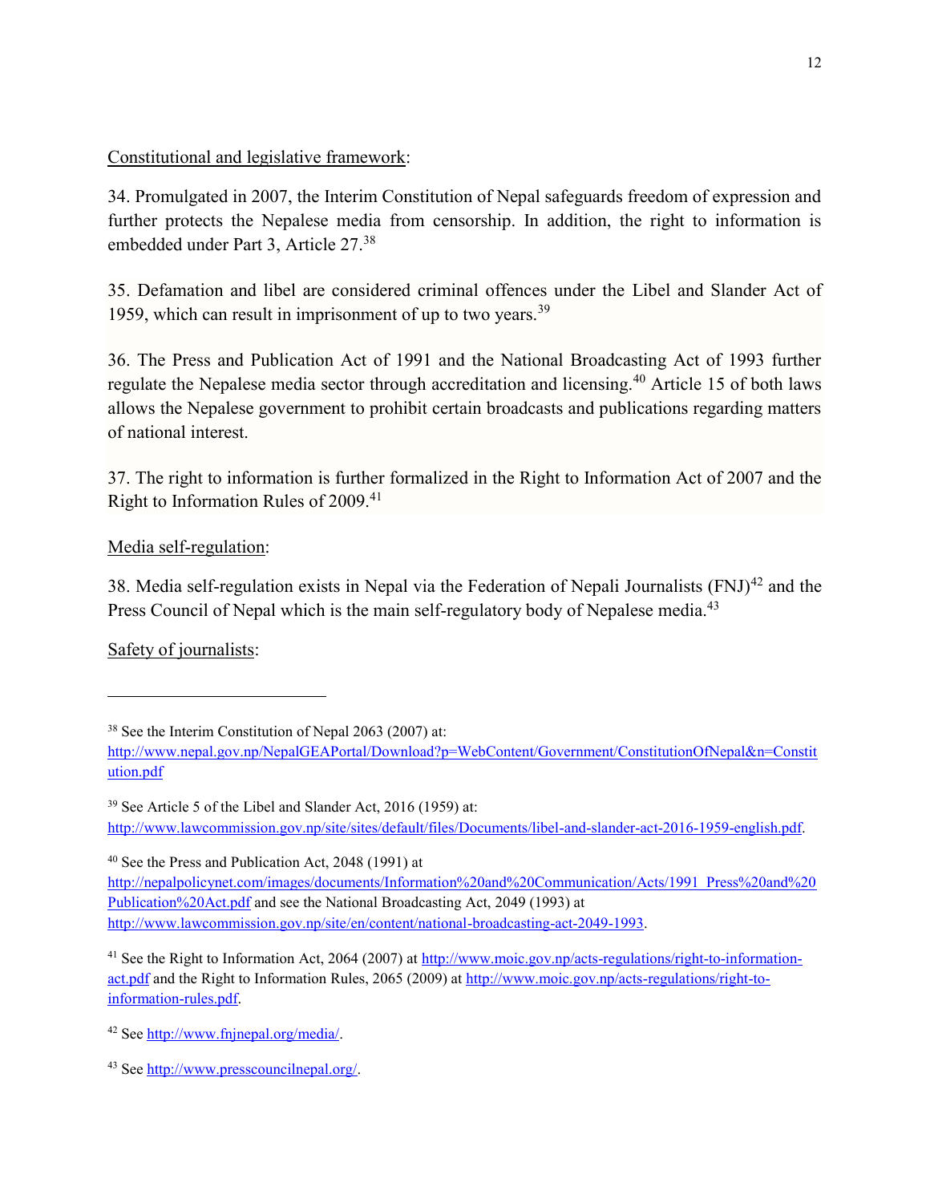Constitutional and legislative framework:

34. Promulgated in 2007, the Interim Constitution of Nepal safeguards freedom of expression and further protects the Nepalese media from censorship. In addition, the right to information is embedded under Part 3, Article 27.[38]

35. Defamation and libel are considered criminal offences under the Libel and Slander Act of 1959, which can result in imprisonment of up to two years.[39]

36. The Press and Publication Act of 1991 and the National Broadcasting Act of 1993 further regulate the Nepalese media sector through accreditation and licensing.[40] Article 15 of both laws allows the Nepalese government to prohibit certain broadcasts and publications regarding matters of national interest.

37. The right to information is further formalized in the Right to Information Act of 2007 and the Right to Information Rules of 2009.[41]

Media self-regulation:

38. Media self-regulation exists in Nepal via the Federation of Nepali Journalists (FNJ)[42] and the Press Council of Nepal which is the main self-regulatory body of Nepalese media.[43]

Safety of journalists:

---

[38] See the Interim Constitution of Nepal 2063 (2007) at: http://www.nepal.gov.np/NepalGEAPortal/Download?p=WebContent/Government/ConstitutionOfNepal&n=Constitution.pdf

[39] See Article 5 of the Libel and Slander Act, 2016 (1959) at: http://www.lawcommission.gov.np/site/sites/default/files/Documents/libel-and-slander-act-2016-1959-english.pdf.

[40] See the Press and Publication Act, 2048 (1991) at http://nepalpolicynet.com/images/documents/Information%20and%20Communication/Acts/1991_Press%20and%20Publication%20Act.pdf and see the National Broadcasting Act, 2049 (1993) at http://www.lawcommission.gov.np/site/en/content/national-broadcasting-act-2049-1993.

[41] See the Right to Information Act, 2064 (2007) at http://www.moic.gov.np/acts-regulations/right-to-information-act.pdf and the Right to Information Rules, 2065 (2009) at http://www.moic.gov.np/acts-regulations/right-to-information-rules.pdf.

[42] See http://www.fnjnepal.org/media/.

[43] See http://www.presscouncilnepal.org/.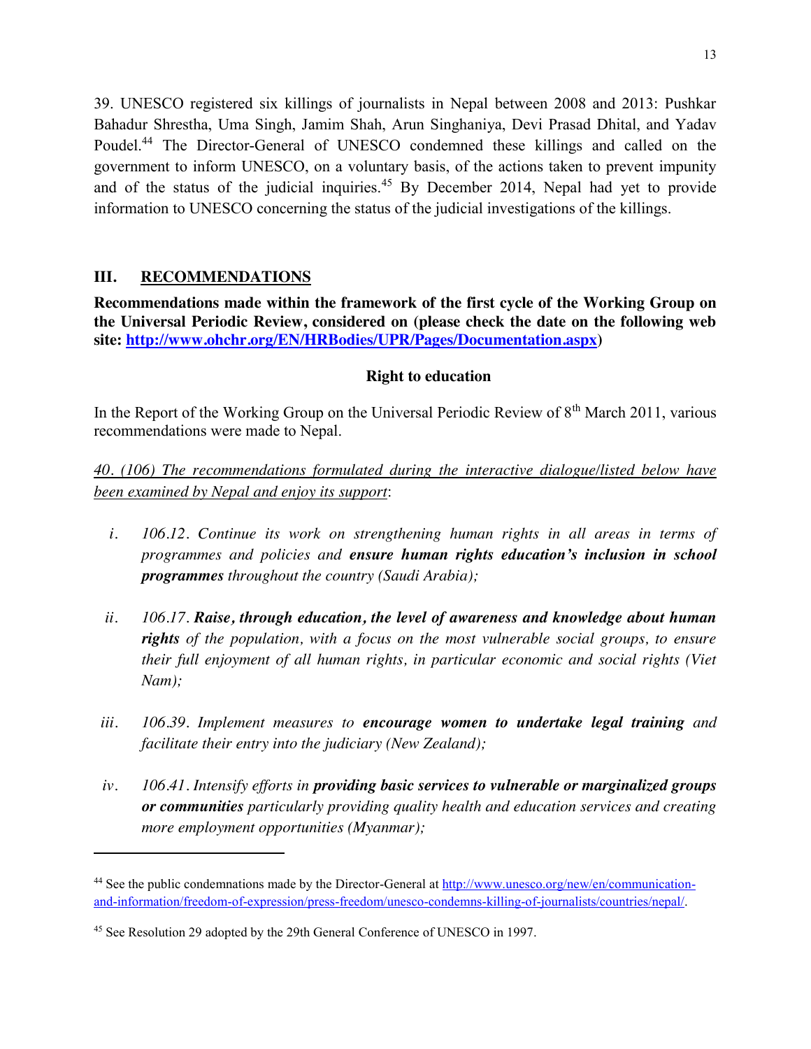39. UNESCO registered six killings of journalists in Nepal between 2008 and 2013: Pushkar Bahadur Shrestha, Uma Singh, Jamim Shah, Arun Singhaniya, Devi Prasad Dhital, and Yadav Poudel.[44] The Director-General of UNESCO condemned these killings and called on the government to inform UNESCO, on a voluntary basis, of the actions taken to prevent impunity and of the status of the judicial inquiries.[45] By December 2014, Nepal had yet to provide information to UNESCO concerning the status of the judicial investigations of the killings.

## III. RECOMMENDATIONS

**Recommendations made within the framework of the first cycle of the Working Group on the Universal Periodic Review, considered on (please check the date on the following web site: [http://www.ohchr.org/EN/HRBodies/UPR/Pages/Documentation.aspx](http://www.ohchr.org/EN/HRBodies/UPR/Pages/Documentation.aspx))**

### Right to education

In the Report of the Working Group on the Universal Periodic Review of 8th March 2011, various recommendations were made to Nepal.

*40. (106) The recommendations formulated during the interactive dialogue/listed below have been examined by Nepal and enjoy its support*:

i. *106.12. Continue its work on strengthening human rights in all areas in terms of programmes and policies and **ensure human rights education's inclusion in school programmes** throughout the country (Saudi Arabia);*

ii. *106.17. **Raise, through education, the level of awareness and knowledge about human rights** of the population, with a focus on the most vulnerable social groups, to ensure their full enjoyment of all human rights, in particular economic and social rights (Viet Nam);*

iii. *106.39. Implement measures to **encourage women to undertake legal training** and facilitate their entry into the judiciary (New Zealand);*

iv. *106.41. Intensify efforts in **providing basic services to vulnerable or marginalized groups or communities** particularly providing quality health and education services and creating more employment opportunities (Myanmar);*

---

[44] See the public condemnations made by the Director-General at [http://www.unesco.org/new/en/communication-and-information/freedom-of-expression/press-freedom/unesco-condemns-killing-of-journalists/countries/nepal/](http://www.unesco.org/new/en/communication-and-information/freedom-of-expression/press-freedom/unesco-condemns-killing-of-journalists/countries/nepal/).

[45] See Resolution 29 adopted by the 29th General Conference of UNESCO in 1997.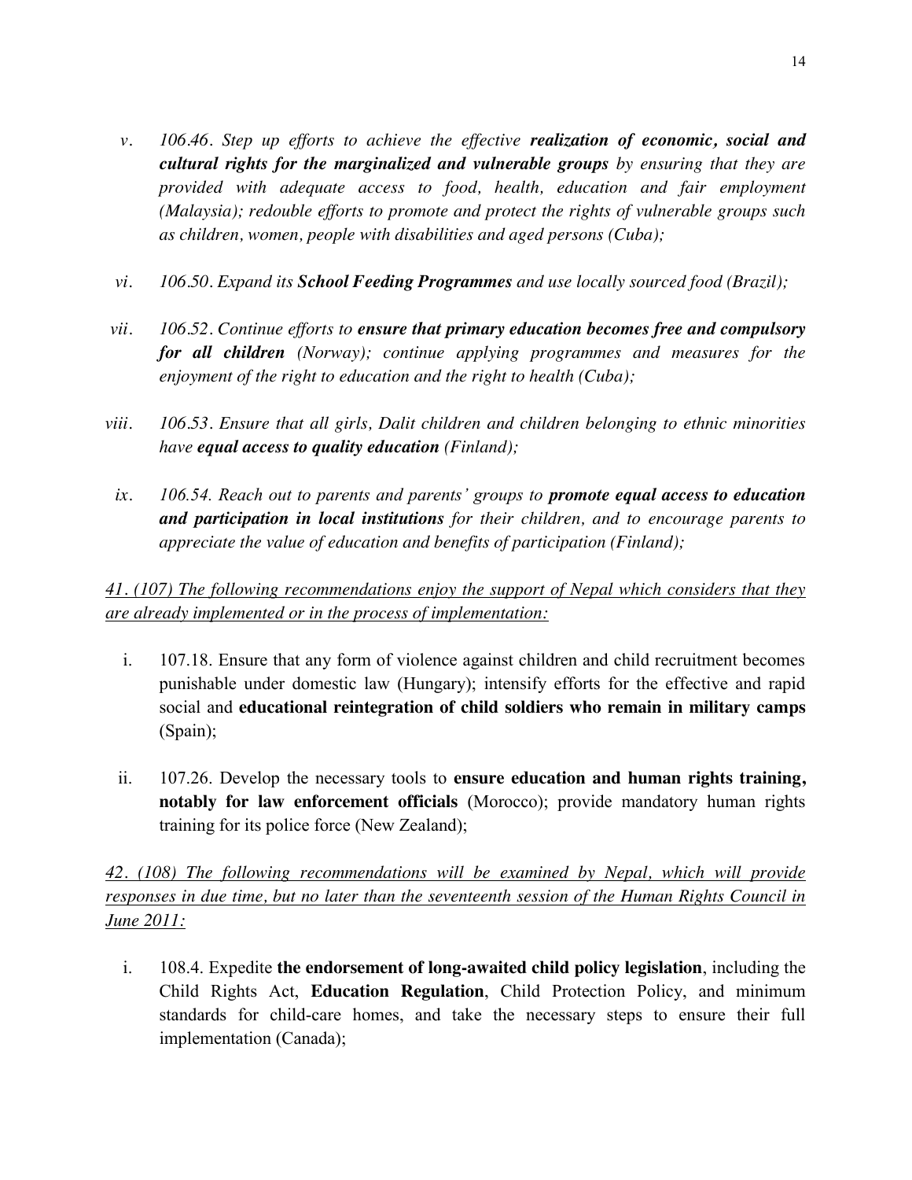v. *106.46. Step up efforts to achieve the effective **realization of economic, social and cultural rights for the marginalized and vulnerable groups** by ensuring that they are provided with adequate access to food, health, education and fair employment (Malaysia); redouble efforts to promote and protect the rights of vulnerable groups such as children, women, people with disabilities and aged persons (Cuba);*

vi. *106.50. Expand its **School Feeding Programmes** and use locally sourced food (Brazil);*

vii. *106.52. Continue efforts to **ensure that primary education becomes free and compulsory for all children** (Norway); continue applying programmes and measures for the enjoyment of the right to education and the right to health (Cuba);*

viii. *106.53. Ensure that all girls, Dalit children and children belonging to ethnic minorities have **equal access to quality education** (Finland);*

ix. *106.54. Reach out to parents and parents' groups to **promote equal access to education and participation in local institutions** for their children, and to encourage parents to appreciate the value of education and benefits of participation (Finland);*

*41. (107) The following recommendations enjoy the support of Nepal which considers that they are already implemented or in the process of implementation:*

i. 107.18. Ensure that any form of violence against children and child recruitment becomes punishable under domestic law (Hungary); intensify efforts for the effective and rapid social and **educational reintegration of child soldiers who remain in military camps** (Spain);

ii. 107.26. Develop the necessary tools to **ensure education and human rights training, notably for law enforcement officials** (Morocco); provide mandatory human rights training for its police force (New Zealand);

*42. (108) The following recommendations will be examined by Nepal, which will provide responses in due time, but no later than the seventeenth session of the Human Rights Council in June 2011:*

i. 108.4. Expedite **the endorsement of long-awaited child policy legislation**, including the Child Rights Act, **Education Regulation**, Child Protection Policy, and minimum standards for child-care homes, and take the necessary steps to ensure their full implementation (Canada);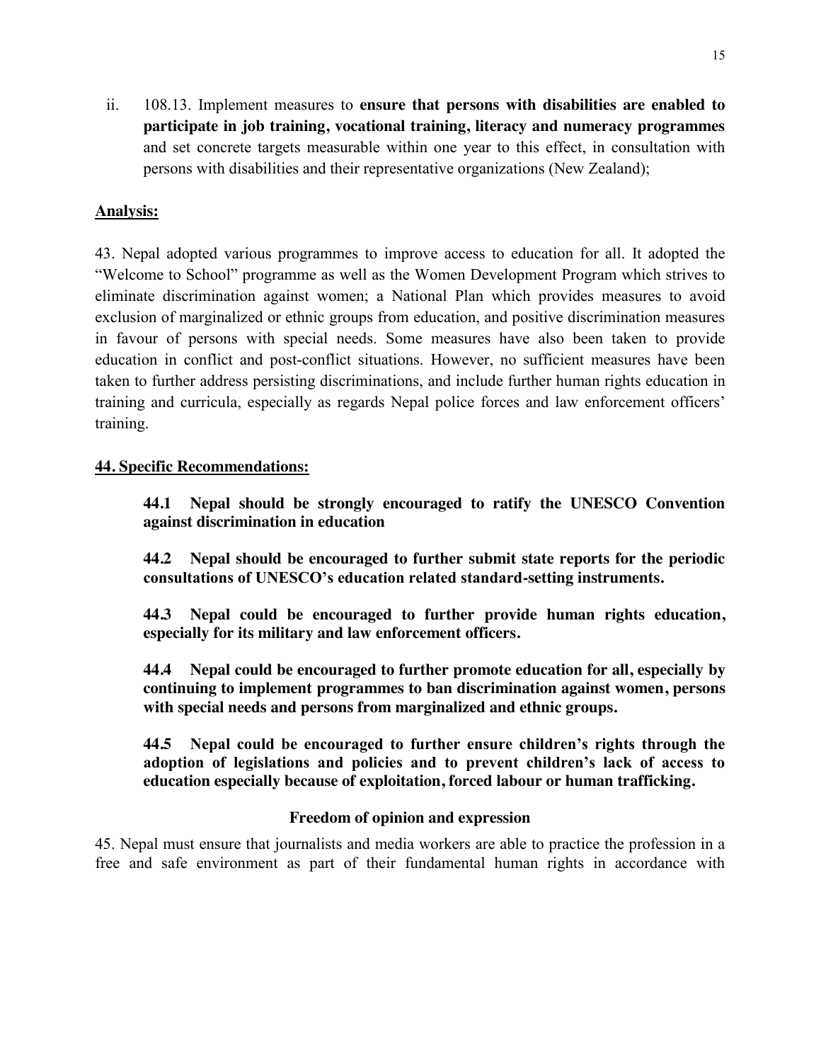ii. 108.13. Implement measures to **ensure that persons with disabilities are enabled to participate in job training, vocational training, literacy and numeracy programmes** and set concrete targets measurable within one year to this effect, in consultation with persons with disabilities and their representative organizations (New Zealand);

**Analysis:**

43. Nepal adopted various programmes to improve access to education for all. It adopted the "Welcome to School" programme as well as the Women Development Program which strives to eliminate discrimination against women; a National Plan which provides measures to avoid exclusion of marginalized or ethnic groups from education, and positive discrimination measures in favour of persons with special needs. Some measures have also been taken to provide education in conflict and post-conflict situations. However, no sufficient measures have been taken to further address persisting discriminations, and include further human rights education in training and curricula, especially as regards Nepal police forces and law enforcement officers' training.

**44. Specific Recommendations:**

**44.1 Nepal should be strongly encouraged to ratify the UNESCO Convention against discrimination in education**

**44.2 Nepal should be encouraged to further submit state reports for the periodic consultations of UNESCO's education related standard-setting instruments.**

**44.3 Nepal could be encouraged to further provide human rights education, especially for its military and law enforcement officers.**

**44.4 Nepal could be encouraged to further promote education for all, especially by continuing to implement programmes to ban discrimination against women, persons with special needs and persons from marginalized and ethnic groups.**

**44.5 Nepal could be encouraged to further ensure children's rights through the adoption of legislations and policies and to prevent children's lack of access to education especially because of exploitation, forced labour or human trafficking.**

**Freedom of opinion and expression**

45. Nepal must ensure that journalists and media workers are able to practice the profession in a free and safe environment as part of their fundamental human rights in accordance with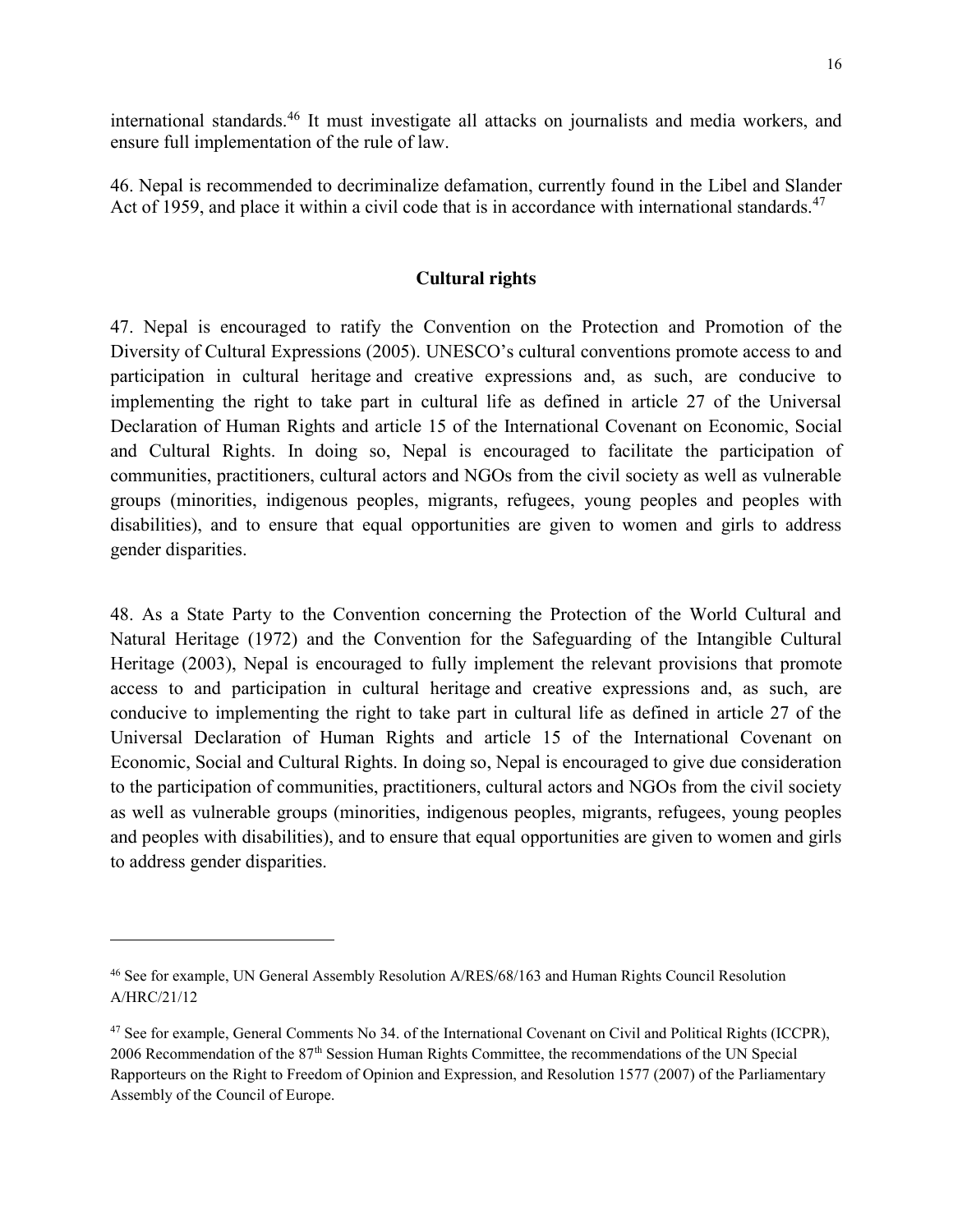international standards.[46] It must investigate all attacks on journalists and media workers, and ensure full implementation of the rule of law.

46. Nepal is recommended to decriminalize defamation, currently found in the Libel and Slander Act of 1959, and place it within a civil code that is in accordance with international standards.[47]

## Cultural rights

47. Nepal is encouraged to ratify the Convention on the Protection and Promotion of the Diversity of Cultural Expressions (2005). UNESCO's cultural conventions promote access to and participation in cultural heritage and creative expressions and, as such, are conducive to implementing the right to take part in cultural life as defined in article 27 of the Universal Declaration of Human Rights and article 15 of the International Covenant on Economic, Social and Cultural Rights. In doing so, Nepal is encouraged to facilitate the participation of communities, practitioners, cultural actors and NGOs from the civil society as well as vulnerable groups (minorities, indigenous peoples, migrants, refugees, young peoples and peoples with disabilities), and to ensure that equal opportunities are given to women and girls to address gender disparities.

48. As a State Party to the Convention concerning the Protection of the World Cultural and Natural Heritage (1972) and the Convention for the Safeguarding of the Intangible Cultural Heritage (2003), Nepal is encouraged to fully implement the relevant provisions that promote access to and participation in cultural heritage and creative expressions and, as such, are conducive to implementing the right to take part in cultural life as defined in article 27 of the Universal Declaration of Human Rights and article 15 of the International Covenant on Economic, Social and Cultural Rights. In doing so, Nepal is encouraged to give due consideration to the participation of communities, practitioners, cultural actors and NGOs from the civil society as well as vulnerable groups (minorities, indigenous peoples, migrants, refugees, young peoples and peoples with disabilities), and to ensure that equal opportunities are given to women and girls to address gender disparities.

---

[46] See for example, UN General Assembly Resolution A/RES/68/163 and Human Rights Council Resolution A/HRC/21/12

[47] See for example, General Comments No 34. of the International Covenant on Civil and Political Rights (ICCPR), 2006 Recommendation of the 87th Session Human Rights Committee, the recommendations of the UN Special Rapporteurs on the Right to Freedom of Opinion and Expression, and Resolution 1577 (2007) of the Parliamentary Assembly of the Council of Europe.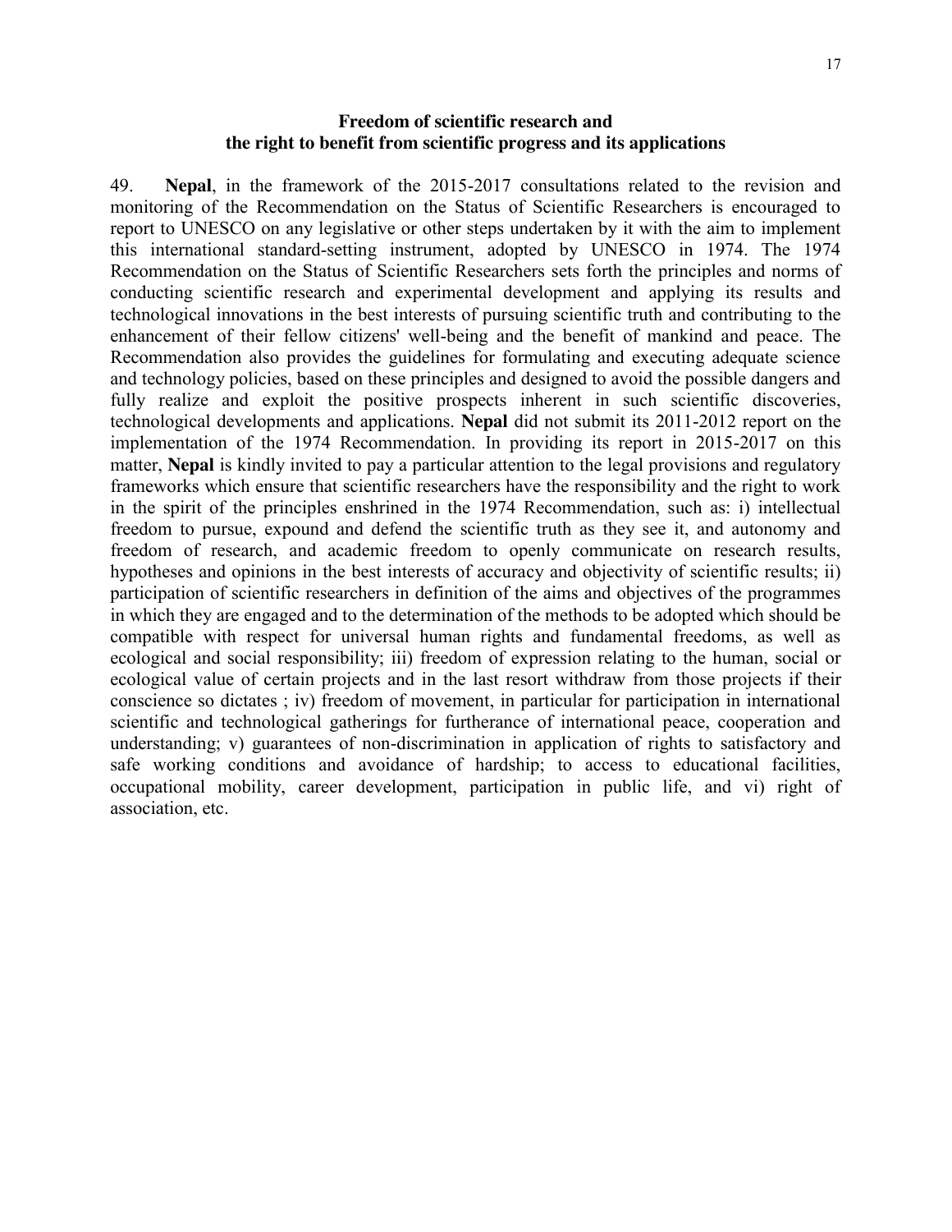**Freedom of scientific research and the right to benefit from scientific progress and its applications**

49. **Nepal**, in the framework of the 2015-2017 consultations related to the revision and monitoring of the Recommendation on the Status of Scientific Researchers is encouraged to report to UNESCO on any legislative or other steps undertaken by it with the aim to implement this international standard-setting instrument, adopted by UNESCO in 1974. The 1974 Recommendation on the Status of Scientific Researchers sets forth the principles and norms of conducting scientific research and experimental development and applying its results and technological innovations in the best interests of pursuing scientific truth and contributing to the enhancement of their fellow citizens' well-being and the benefit of mankind and peace. The Recommendation also provides the guidelines for formulating and executing adequate science and technology policies, based on these principles and designed to avoid the possible dangers and fully realize and exploit the positive prospects inherent in such scientific discoveries, technological developments and applications. **Nepal** did not submit its 2011-2012 report on the implementation of the 1974 Recommendation. In providing its report in 2015-2017 on this matter, **Nepal** is kindly invited to pay a particular attention to the legal provisions and regulatory frameworks which ensure that scientific researchers have the responsibility and the right to work in the spirit of the principles enshrined in the 1974 Recommendation, such as: i) intellectual freedom to pursue, expound and defend the scientific truth as they see it, and autonomy and freedom of research, and academic freedom to openly communicate on research results, hypotheses and opinions in the best interests of accuracy and objectivity of scientific results; ii) participation of scientific researchers in definition of the aims and objectives of the programmes in which they are engaged and to the determination of the methods to be adopted which should be compatible with respect for universal human rights and fundamental freedoms, as well as ecological and social responsibility; iii) freedom of expression relating to the human, social or ecological value of certain projects and in the last resort withdraw from those projects if their conscience so dictates ; iv) freedom of movement, in particular for participation in international scientific and technological gatherings for furtherance of international peace, cooperation and understanding; v) guarantees of non-discrimination in application of rights to satisfactory and safe working conditions and avoidance of hardship; to access to educational facilities, occupational mobility, career development, participation in public life, and vi) right of association, etc.